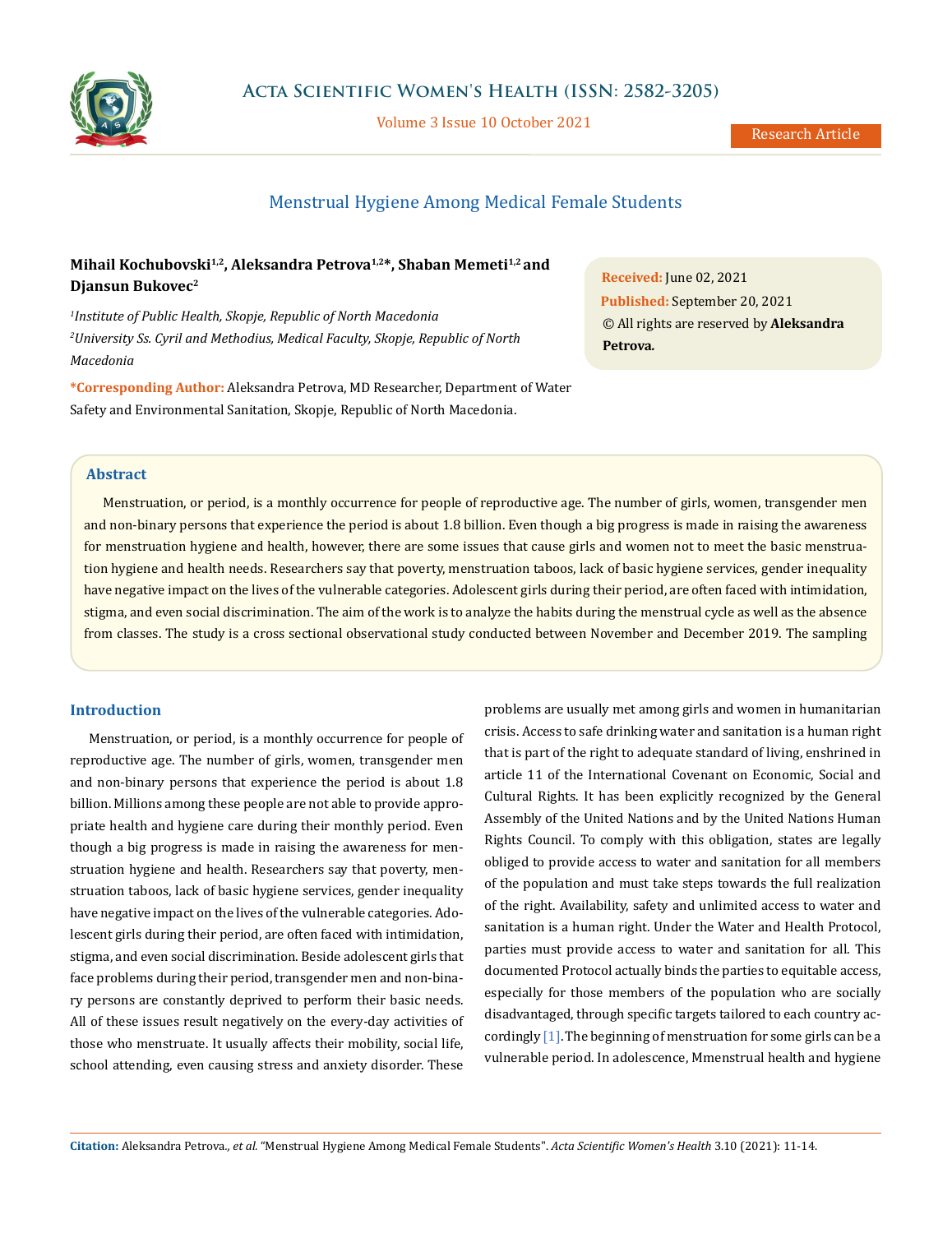# Menstrual Hygiene Among Medical Female Students

**Mihail Kochubovski[1,2], Aleksandra Petrova[1,2]\*, Shaban Memeti[1,2] and Djansun Bukovec[2]**

*[1]Institute of Public Health, Skopje, Republic of North Macedonia*

*[2]University Ss. Cyril and Methodius, Medical Faculty, Skopje, Republic of North Macedonia*

**\*Corresponding Author:** Aleksandra Petrova, MD Researcher, Department of Water Safety and Environmental Sanitation, Skopje, Republic of North Macedonia.

**Received:** June 02, 2021
**Published:** September 20, 2021
© All rights are reserved by **Aleksandra Petrova.**

## Abstract

Menstruation, or period, is a monthly occurrence for people of reproductive age. The number of girls, women, transgender men and non-binary persons that experience the period is about 1.8 billion. Even though a big progress is made in raising the awareness for menstruation hygiene and health, however, there are some issues that cause girls and women not to meet the basic menstruation hygiene and health needs. Researchers say that poverty, menstruation taboos, lack of basic hygiene services, gender inequality have negative impact on the lives of the vulnerable categories. Adolescent girls during their period, are often faced with intimidation, stigma, and even social discrimination. The aim of the work is to analyze the habits during the menstrual cycle as well as the absence from classes. The study is a cross sectional observational study conducted between November and December 2019. The sampling

## Introduction

Menstruation, or period, is a monthly occurrence for people of reproductive age. The number of girls, women, transgender men and non-binary persons that experience the period is about 1.8 billion. Millions among these people are not able to provide appropriate health and hygiene care during their monthly period. Even though a big progress is made in raising the awareness for menstruation hygiene and health. Researchers say that poverty, menstruation taboos, lack of basic hygiene services, gender inequality have negative impact on the lives of the vulnerable categories. Adolescent girls during their period, are often faced with intimidation, stigma, and even social discrimination. Beside adolescent girls that face problems during their period, transgender men and non-binary persons are constantly deprived to perform their basic needs. All of these issues result negatively on the every-day activities of those who menstruate. It usually affects their mobility, social life, school attending, even causing stress and anxiety disorder. These problems are usually met among girls and women in humanitarian crisis. Access to safe drinking water and sanitation is a human right that is part of the right to adequate standard of living, enshrined in article 11 of the International Covenant on Economic, Social and Cultural Rights. It has been explicitly recognized by the General Assembly of the United Nations and by the United Nations Human Rights Council. To comply with this obligation, states are legally obliged to provide access to water and sanitation for all members of the population and must take steps towards the full realization of the right. Availability, safety and unlimited access to water and sanitation is a human right. Under the Water and Health Protocol, parties must provide access to water and sanitation for all. This documented Protocol actually binds the parties to equitable access, especially for those members of the population who are socially disadvantaged, through specific targets tailored to each country accordingly [1]. The beginning of menstruation for some girls can be a vulnerable period. In adolescence, Mmenstrual health and hygiene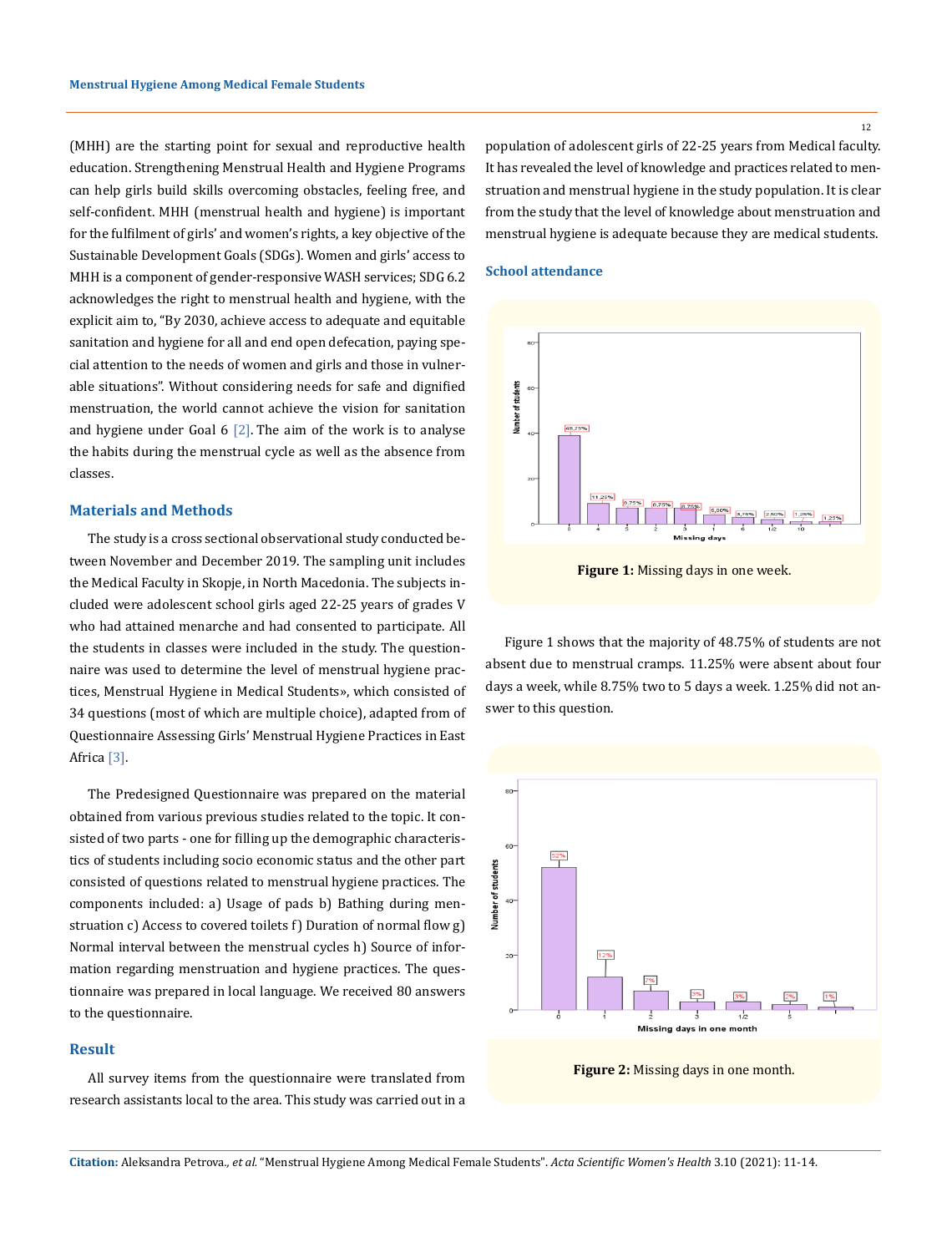(MHH) are the starting point for sexual and reproductive health education. Strengthening Menstrual Health and Hygiene Programs can help girls build skills overcoming obstacles, feeling free, and self-confident. MHH (menstrual health and hygiene) is important for the fulfilment of girls' and women's rights, a key objective of the Sustainable Development Goals (SDGs). Women and girls' access to MHH is a component of gender-responsive WASH services; SDG 6.2 acknowledges the right to menstrual health and hygiene, with the explicit aim to, "By 2030, achieve access to adequate and equitable sanitation and hygiene for all and end open defecation, paying special attention to the needs of women and girls and those in vulnerable situations". Without considering needs for safe and dignified menstruation, the world cannot achieve the vision for sanitation and hygiene under Goal 6 [2]. The aim of the work is to analyse the habits during the menstrual cycle as well as the absence from classes.

## Materials and Methods

The study is a cross sectional observational study conducted between November and December 2019. The sampling unit includes the Medical Faculty in Skopje, in North Macedonia. The subjects included were adolescent school girls aged 22-25 years of grades V who had attained menarche and had consented to participate. All the students in classes were included in the study. The questionnaire was used to determine the level of menstrual hygiene practices, Menstrual Hygiene in Medical Students», which consisted of 34 questions (most of which are multiple choice), adapted from of Questionnaire Assessing Girls' Menstrual Hygiene Practices in East Africa [3].

The Predesigned Questionnaire was prepared on the material obtained from various previous studies related to the topic. It consisted of two parts - one for filling up the demographic characteristics of students including socio economic status and the other part consisted of questions related to menstrual hygiene practices. The components included: a) Usage of pads b) Bathing during menstruation c) Access to covered toilets f) Duration of normal flow g) Normal interval between the menstrual cycles h) Source of information regarding menstruation and hygiene practices. The questionnaire was prepared in local language. We received 80 answers to the questionnaire.

## Result

All survey items from the questionnaire were translated from research assistants local to the area. This study was carried out in a population of adolescent girls of 22-25 years from Medical faculty. It has revealed the level of knowledge and practices related to menstruation and menstrual hygiene in the study population. It is clear from the study that the level of knowledge about menstruation and menstrual hygiene is adequate because they are medical students.

### School attendance

**Figure 1:** Missing days in one week.

Figure 1 shows that the majority of 48.75% of students are not absent due to menstrual cramps. 11.25% were absent about four days a week, while 8.75% two to 5 days a week. 1.25% did not answer to this question.

**Figure 2:** Missing days in one month.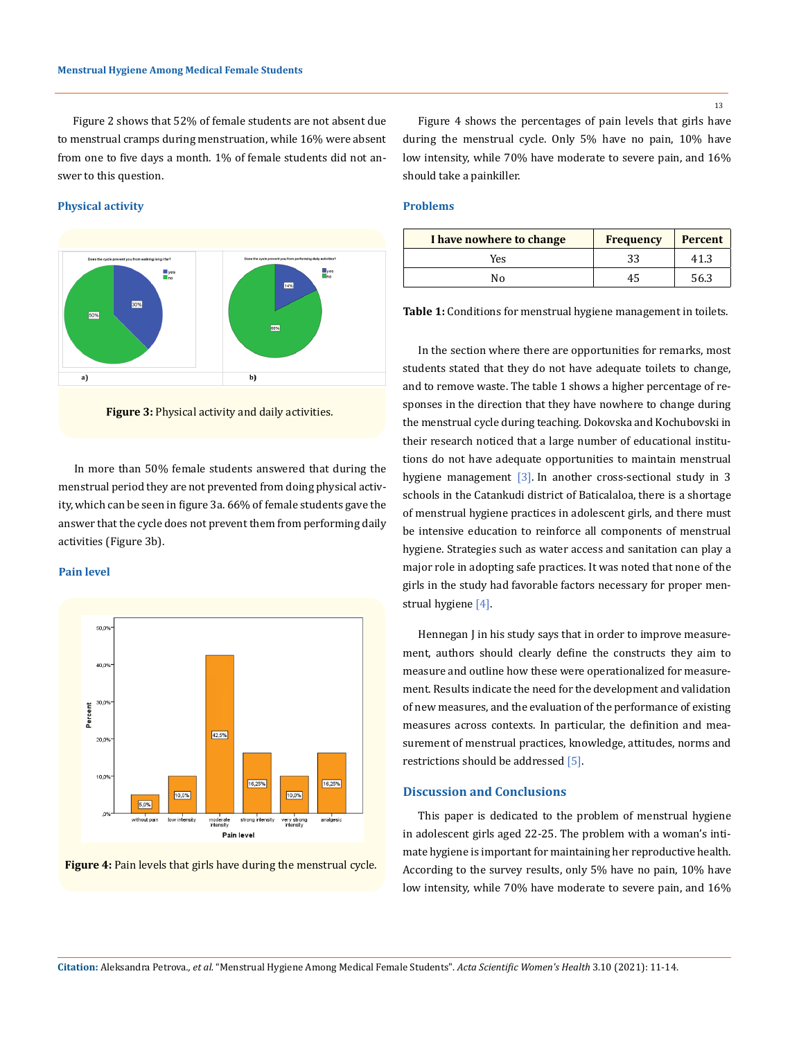Figure 2 shows that 52% of female students are not absent due to menstrual cramps during menstruation, while 16% were absent from one to five days a month. 1% of female students did not answer to this question.

## Physical activity

**Figure 3:** Physical activity and daily activities.

In more than 50% female students answered that during the menstrual period they are not prevented from doing physical activity, which can be seen in figure 3a. 66% of female students gave the answer that the cycle does not prevent them from performing daily activities (Figure 3b).

## Pain level

**Figure 4:** Pain levels that girls have during the menstrual cycle.

Figure 4 shows the percentages of pain levels that girls have during the menstrual cycle. Only 5% have no pain, 10% have low intensity, while 70% have moderate to severe pain, and 16% should take a painkiller.

## Problems

| I have nowhere to change | Frequency | Percent |
|---|---|---|
| Yes | 33 | 41.3 |
| No | 45 | 56.3 |

**Table 1:** Conditions for menstrual hygiene management in toilets.

In the section where there are opportunities for remarks, most students stated that they do not have adequate toilets to change, and to remove waste. The table 1 shows a higher percentage of responses in the direction that they have nowhere to change during the menstrual cycle during teaching. Dokovska and Kochubovski in their research noticed that a large number of educational institutions do not have adequate opportunities to maintain menstrual hygiene management [3]. In another cross-sectional study in 3 schools in the Catankudi district of Baticalaloa, there is a shortage of menstrual hygiene practices in adolescent girls, and there must be intensive education to reinforce all components of menstrual hygiene. Strategies such as water access and sanitation can play a major role in adopting safe practices. It was noted that none of the girls in the study had favorable factors necessary for proper menstrual hygiene [4].

Hennegan J in his study says that in order to improve measurement, authors should clearly define the constructs they aim to measure and outline how these were operationalized for measurement. Results indicate the need for the development and validation of new measures, and the evaluation of the performance of existing measures across contexts. In particular, the definition and measurement of menstrual practices, knowledge, attitudes, norms and restrictions should be addressed [5].

## Discussion and Conclusions

This paper is dedicated to the problem of menstrual hygiene in adolescent girls aged 22-25. The problem with a woman's intimate hygiene is important for maintaining her reproductive health. According to the survey results, only 5% have no pain, 10% have low intensity, while 70% have moderate to severe pain, and 16%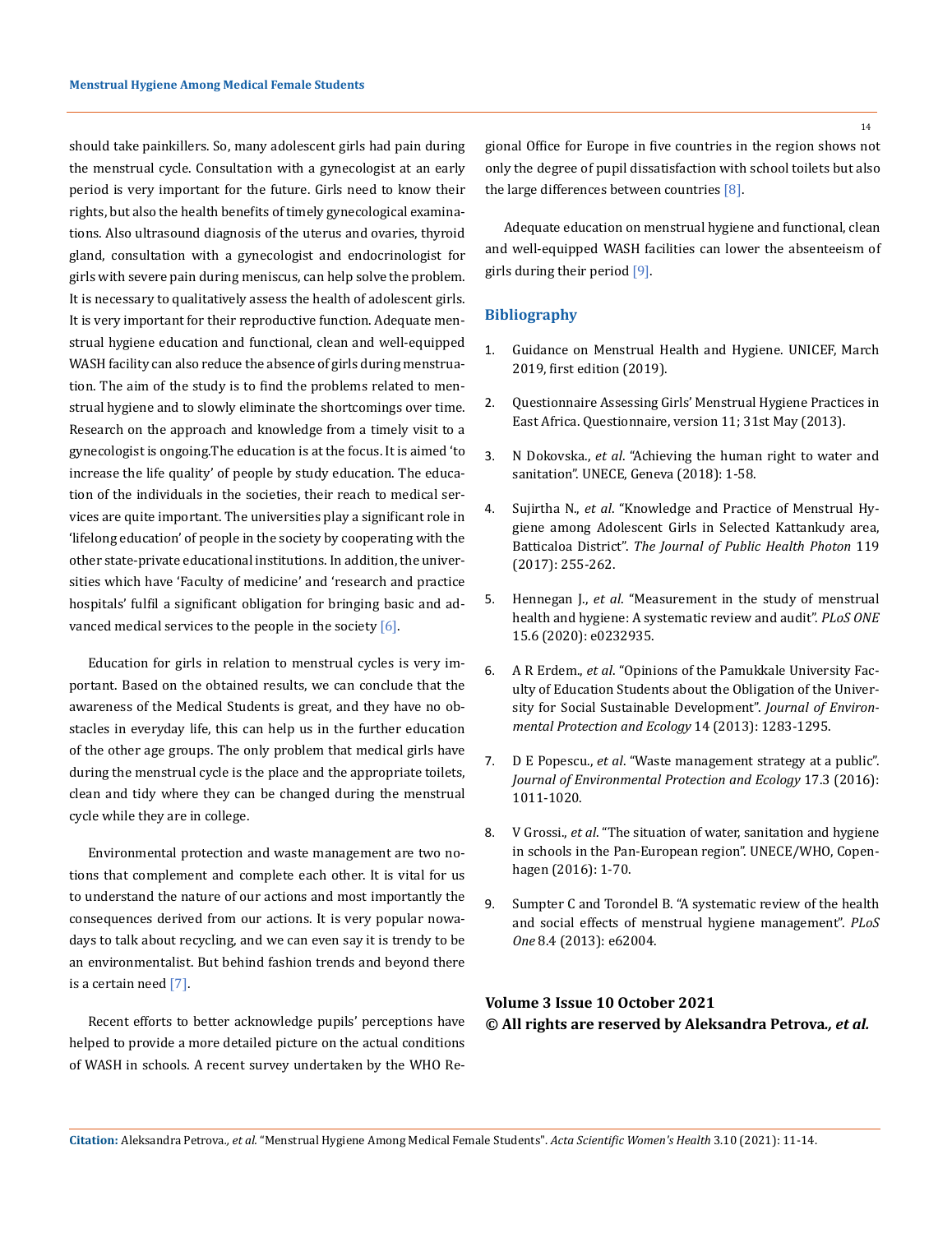should take painkillers. So, many adolescent girls had pain during the menstrual cycle. Consultation with a gynecologist at an early period is very important for the future. Girls need to know their rights, but also the health benefits of timely gynecological examinations. Also ultrasound diagnosis of the uterus and ovaries, thyroid gland, consultation with a gynecologist and endocrinologist for girls with severe pain during meniscus, can help solve the problem. It is necessary to qualitatively assess the health of adolescent girls. It is very important for their reproductive function. Adequate menstrual hygiene education and functional, clean and well-equipped WASH facility can also reduce the absence of girls during menstruation. The aim of the study is to find the problems related to menstrual hygiene and to slowly eliminate the shortcomings over time. Research on the approach and knowledge from a timely visit to a gynecologist is ongoing.The education is at the focus. It is aimed 'to increase the life quality' of people by study education. The education of the individuals in the societies, their reach to medical services are quite important. The universities play a significant role in 'lifelong education' of people in the society by cooperating with the other state-private educational institutions. In addition, the universities which have 'Faculty of medicine' and 'research and practice hospitals' fulfil a significant obligation for bringing basic and advanced medical services to the people in the society [6].

Education for girls in relation to menstrual cycles is very important. Based on the obtained results, we can conclude that the awareness of the Medical Students is great, and they have no obstacles in everyday life, this can help us in the further education of the other age groups. The only problem that medical girls have during the menstrual cycle is the place and the appropriate toilets, clean and tidy where they can be changed during the menstrual cycle while they are in college.

Environmental protection and waste management are two notions that complement and complete each other. It is vital for us to understand the nature of our actions and most importantly the consequences derived from our actions. It is very popular nowadays to talk about recycling, and we can even say it is trendy to be an environmentalist. But behind fashion trends and beyond there is a certain need [7].

Recent efforts to better acknowledge pupils' perceptions have helped to provide a more detailed picture on the actual conditions of WASH in schools. A recent survey undertaken by the WHO Regional Office for Europe in five countries in the region shows not only the degree of pupil dissatisfaction with school toilets but also the large differences between countries [8].

Adequate education on menstrual hygiene and functional, clean and well-equipped WASH facilities can lower the absenteeism of girls during their period [9].

## Bibliography

1. Guidance on Menstrual Health and Hygiene. UNICEF, March 2019, first edition (2019).
2. Questionnaire Assessing Girls' Menstrual Hygiene Practices in East Africa. Questionnaire, version 11; 31st May (2013).
3. N Dokovska., *et al*. "Achieving the human right to water and sanitation". UNECE, Geneva (2018): 1-58.
4. Sujirtha N., *et al*. "Knowledge and Practice of Menstrual Hygiene among Adolescent Girls in Selected Kattankudy area, Batticaloa District". *The Journal of Public Health Photon* 119 (2017): 255-262.
5. Hennegan J., *et al*. "Measurement in the study of menstrual health and hygiene: A systematic review and audit". *PLoS ONE* 15.6 (2020): e0232935.
6. A R Erdem., *et al*. "Opinions of the Pamukkale University Faculty of Education Students about the Obligation of the University for Social Sustainable Development". *Journal of Environmental Protection and Ecology* 14 (2013): 1283-1295.
7. D E Popescu., *et al*. "Waste management strategy at a public". *Journal of Environmental Protection and Ecology* 17.3 (2016): 1011-1020.
8. V Grossi., *et al*. "The situation of water, sanitation and hygiene in schools in the Pan-European region". UNECE/WHO, Copenhagen (2016): 1-70.
9. Sumpter C and Torondel B. "A systematic review of the health and social effects of menstrual hygiene management". *PLoS One* 8.4 (2013): e62004.

**Volume 3 Issue 10 October 2021**
**© All rights are reserved by Aleksandra Petrova*., et al.***